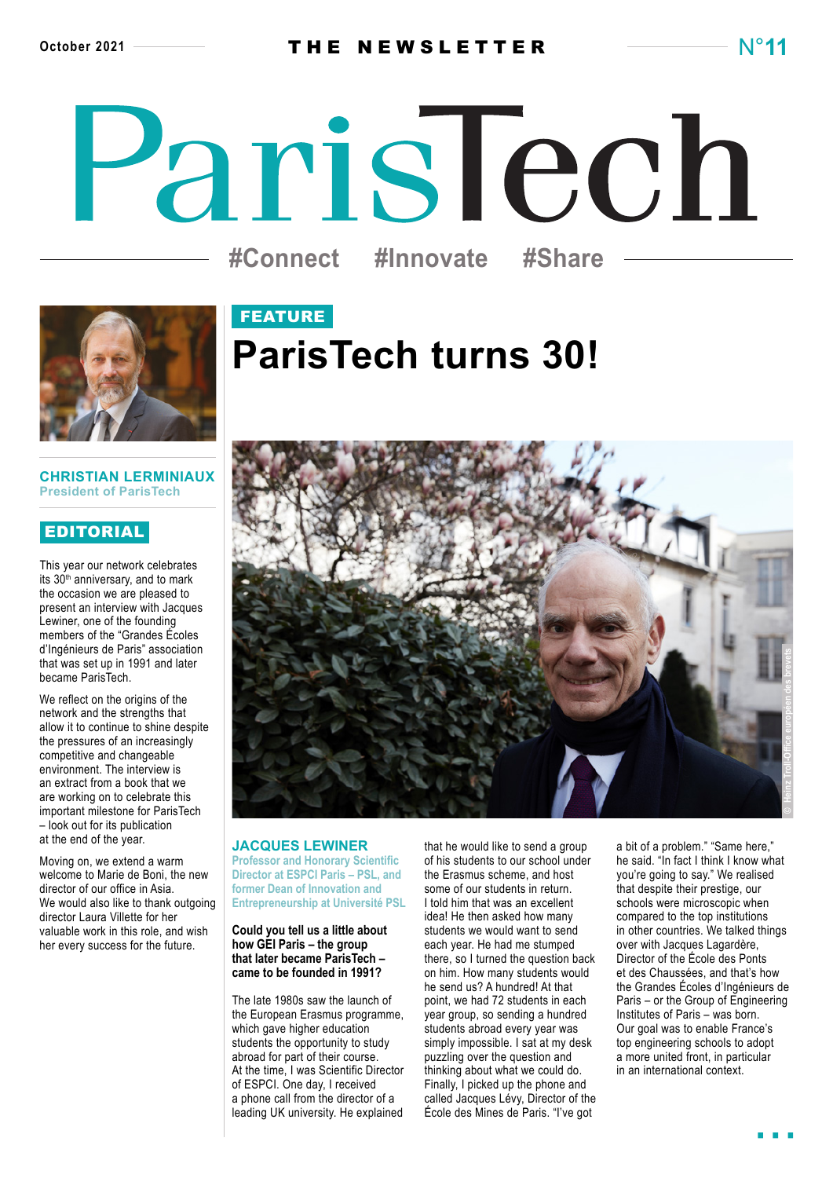October 2021 — THE NEWSLETTER — N°11

# ParisTech

#Connect #Innovate #Share

**CHRISTIAN LERMINIAUX**
President of ParisTech

## EDITORIAL

This year our network celebrates its 30th anniversary, and to mark the occasion we are pleased to present an interview with Jacques Lewiner, one of the founding members of the "Grandes Écoles d'Ingénieurs de Paris" association that was set up in 1991 and later became ParisTech.

We reflect on the origins of the network and the strengths that allow it to continue to shine despite the pressures of an increasingly competitive and changeable environment. The interview is an extract from a book that we are working on to celebrate this important milestone for ParisTech – look out for its publication at the end of the year.

Moving on, we extend a warm welcome to Marie de Boni, the new director of our office in Asia. We would also like to thank outgoing director Laura Villette for her valuable work in this role, and wish her every success for the future.

FEATURE

# ParisTech turns 30!

© Heinz Troll-Office européen des brevets

**JACQUES LEWINER**
Professor and Honorary Scientific Director at ESPCI Paris – PSL, and former Dean of Innovation and Entrepreneurship at Université PSL

**Could you tell us a little about how GEI Paris – the group that later became ParisTech – came to be founded in 1991?**

The late 1980s saw the launch of the European Erasmus programme, which gave higher education students the opportunity to study abroad for part of their course. At the time, I was Scientific Director of ESPCI. One day, I received a phone call from the director of a leading UK university. He explained that he would like to send a group of his students to our school under the Erasmus scheme, and host some of our students in return. I told him that was an excellent idea! He then asked how many students we would want to send each year. He had me stumped there, so I turned the question back on him. How many students would he send us? A hundred! At that point, we had 72 students in each year group, so sending a hundred students abroad every year was simply impossible. I sat at my desk puzzling over the question and thinking about what we could do. Finally, I picked up the phone and called Jacques Lévy, Director of the École des Mines de Paris. "I've got a bit of a problem." "Same here," he said. "In fact I think I know what you're going to say." We realised that despite their prestige, our schools were microscopic when compared to the top institutions in other countries. We talked things over with Jacques Lagardère, Director of the École des Ponts et des Chaussées, and that's how the Grandes Écoles d'Ingénieurs de Paris – or the Group of Engineering Institutes of Paris – was born. Our goal was to enable France's top engineering schools to adopt a more united front, in particular in an international context.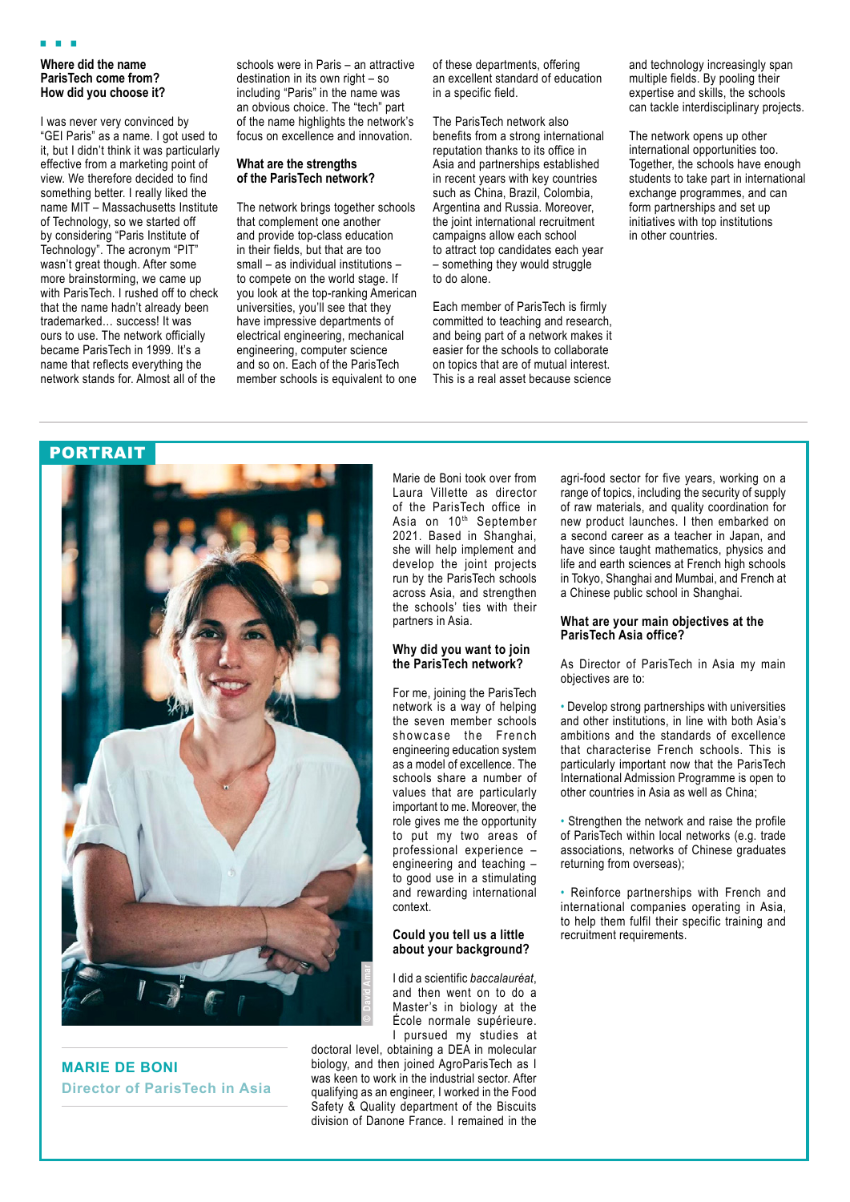### Where did the name ParisTech come from? How did you choose it?

I was never very convinced by "GEI Paris" as a name. I got used to it, but I didn't think it was particularly effective from a marketing point of view. We therefore decided to find something better. I really liked the name MIT – Massachusetts Institute of Technology, so we started off by considering "Paris Institute of Technology". The acronym "PIT" wasn't great though. After some more brainstorming, we came up with ParisTech. I rushed off to check that the name hadn't already been trademarked… success! It was ours to use. The network officially became ParisTech in 1999. It's a name that reflects everything the network stands for. Almost all of the schools were in Paris – an attractive destination in its own right – so including "Paris" in the name was an obvious choice. The "tech" part of the name highlights the network's focus on excellence and innovation.

### What are the strengths of the ParisTech network?

The network brings together schools that complement one another and provide top-class education in their fields, but that are too small – as individual institutions – to compete on the world stage. If you look at the top-ranking American universities, you'll see that they have impressive departments of electrical engineering, mechanical engineering, computer science and so on. Each of the ParisTech member schools is equivalent to one of these departments, offering an excellent standard of education in a specific field.

The ParisTech network also benefits from a strong international reputation thanks to its office in Asia and partnerships established in recent years with key countries such as China, Brazil, Colombia, Argentina and Russia. Moreover, the joint international recruitment campaigns allow each school to attract top candidates each year – something they would struggle to do alone.

Each member of ParisTech is firmly committed to teaching and research, and being part of a network makes it easier for the schools to collaborate on topics that are of mutual interest. This is a real asset because science and technology increasingly span multiple fields. By pooling their expertise and skills, the schools can tackle interdisciplinary projects.

The network opens up other international opportunities too. Together, the schools have enough students to take part in international exchange programmes, and can form partnerships and set up initiatives with top institutions in other countries.

## PORTRAIT

© David Amar

**MARIE DE BONI**
**Director of ParisTech in Asia**

Marie de Boni took over from Laura Villette as director of the ParisTech office in Asia on 10th September 2021. Based in Shanghai, she will help implement and develop the joint projects run by the ParisTech schools across Asia, and strengthen the schools' ties with their partners in Asia.

### Why did you want to join the ParisTech network?

For me, joining the ParisTech network is a way of helping the seven member schools showcase the French engineering education system as a model of excellence. The schools share a number of values that are particularly important to me. Moreover, the role gives me the opportunity to put my two areas of professional experience – engineering and teaching – to good use in a stimulating and rewarding international context.

### Could you tell us a little about your background?

I did a scientific *baccalauréat*, and then went on to do a Master's in biology at the École normale supérieure. I pursued my studies at doctoral level, obtaining a DEA in molecular biology, and then joined AgroParisTech as I was keen to work in the industrial sector. After qualifying as an engineer, I worked in the Food Safety & Quality department of the Biscuits division of Danone France. I remained in the agri-food sector for five years, working on a range of topics, including the security of supply of raw materials, and quality coordination for new product launches. I then embarked on a second career as a teacher in Japan, and have since taught mathematics, physics and life and earth sciences at French high schools in Tokyo, Shanghai and Mumbai, and French at a Chinese public school in Shanghai.

### What are your main objectives at the ParisTech Asia office?

As Director of ParisTech in Asia my main objectives are to:

- Develop strong partnerships with universities and other institutions, in line with both Asia's ambitions and the standards of excellence that characterise French schools. This is particularly important now that the ParisTech International Admission Programme is open to other countries in Asia as well as China;
- Strengthen the network and raise the profile of ParisTech within local networks (e.g. trade associations, networks of Chinese graduates returning from overseas);
- Reinforce partnerships with French and international companies operating in Asia, to help them fulfil their specific training and recruitment requirements.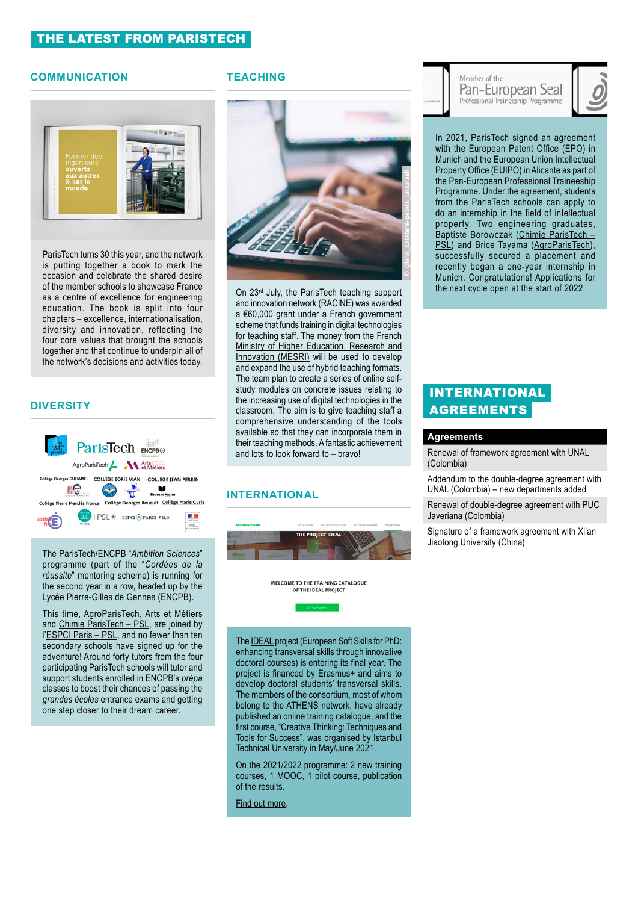# THE LATEST FROM PARISTECH

## COMMUNICATION

ParisTech turns 30 this year, and the network is putting together a book to mark the occasion and celebrate the shared desire of the member schools to showcase France as a centre of excellence for engineering education. The book is split into four chapters – excellence, internationalisation, diversity and innovation, reflecting the four core values that brought the schools together and that continue to underpin all of the network's decisions and activities today.

## DIVERSITY

The ParisTech/ENCPB "*Ambition Sciences*" programme (part of the "*Cordées de la réussite*" mentoring scheme) is running for the second year in a row, headed up by the Lycée Pierre-Gilles de Gennes (ENCPB).

This time, AgroParisTech, Arts et Métiers and Chimie ParisTech – PSL, are joined by l'ESPCI Paris – PSL, and no fewer than ten secondary schools have signed up for the adventure! Around forty tutors from the four participating ParisTech schools will tutor and support students enrolled in ENCPB's *prépa* classes to boost their chances of passing the *grandes écoles* entrance exams and getting one step closer to their dream career.

## TEACHING

On 23rd July, the ParisTech teaching support and innovation network (RACINE) was awarded a €60,000 grant under a French government scheme that funds training in digital technologies for teaching staff. The money from the French Ministry of Higher Education, Research and Innovation (MESRI) will be used to develop and expand the use of hybrid teaching formats. The team plan to create a series of online self-study modules on concrete issues relating to the increasing use of digital technologies in the classroom. The aim is to give teaching staff a comprehensive understanding of the tools available so that they can incorporate them in their teaching methods. A fantastic achievement and lots to look forward to – bravo!

## INTERNATIONAL

The IDEAL project (European Soft Skills for PhD: enhancing transversal skills through innovative doctoral courses) is entering its final year. The project is financed by Erasmus+ and aims to develop doctoral students' transversal skills. The members of the consortium, most of whom belong to the ATHENS network, have already published an online training catalogue, and the first course, "Creative Thinking: Techniques and Tools for Success", was organised by Istanbul Technical University in May/June 2021.

On the 2021/2022 programme: 2 new training courses, 1 MOOC, 1 pilot course, publication of the results.

Find out more.

In 2021, ParisTech signed an agreement with the European Patent Office (EPO) in Munich and the European Union Intellectual Property Office (EUIPO) in Alicante as part of the Pan-European Professional Traineeship Programme. Under the agreement, students from the ParisTech schools can apply to do an internship in the field of intellectual property. Two engineering graduates, Baptiste Borowczak (Chimie ParisTech – PSL) and Brice Tayama (AgroParisTech), successfully secured a placement and recently began a one-year internship in Munich. Congratulations! Applications for the next cycle open at the start of 2022.

## INTERNATIONAL AGREEMENTS

| Agreements |
|---|
| Renewal of framework agreement with UNAL (Colombia) |
| Addendum to the double-degree agreement with UNAL (Colombia) – new departments added |
| Renewal of double-degree agreement with PUC Javeriana (Colombia) |
| Signature of a framework agreement with Xi'an Jiaotong University (China) |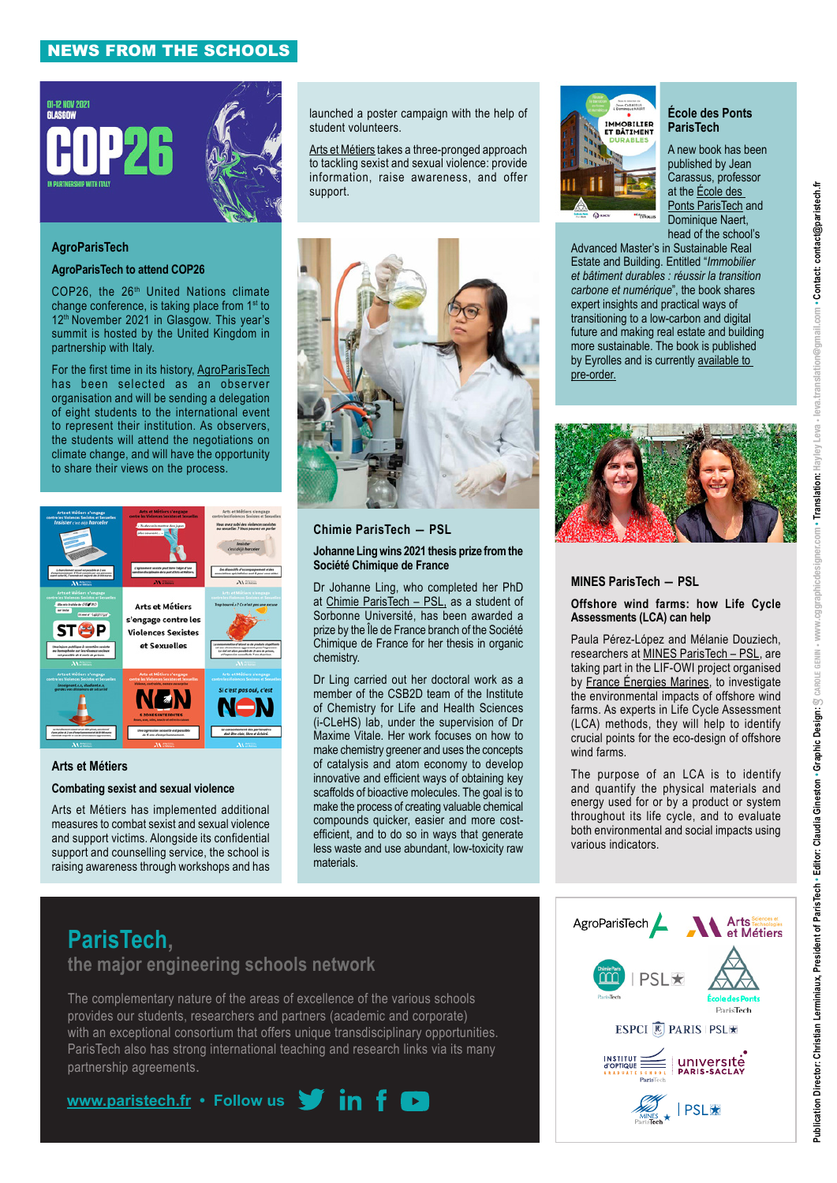## NEWS FROM THE SCHOOLS

### AgroParisTech

**AgroParisTech to attend COP26**

COP26, the 26th United Nations climate change conference, is taking place from 1st to 12th November 2021 in Glasgow. This year's summit is hosted by the United Kingdom in partnership with Italy.

For the first time in its history, AgroParisTech has been selected as an observer organisation and will be sending a delegation of eight students to the international event to represent their institution. As observers, the students will attend the negotiations on climate change, and will have the opportunity to share their views on the process.

### Arts et Métiers

**Combating sexist and sexual violence**

Arts et Métiers has implemented additional measures to combat sexist and sexual violence and support victims. Alongside its confidential support and counselling service, the school is raising awareness through workshops and has launched a poster campaign with the help of student volunteers.

Arts et Métiers takes a three-pronged approach to tackling sexist and sexual violence: provide information, raise awareness, and offer support.

### Chimie ParisTech – PSL

**Johanne Ling wins 2021 thesis prize from the Société Chimique de France**

Dr Johanne Ling, who completed her PhD at Chimie ParisTech – PSL, as a student of Sorbonne Université, has been awarded a prize by the Île de France branch of the Société Chimique de France for her thesis in organic chemistry.

Dr Ling carried out her doctoral work as a member of the CSB2D team of the Institute of Chemistry for Life and Health Sciences (i-CLeHS) lab, under the supervision of Dr Maxime Vitale. Her work focuses on how to make chemistry greener and uses the concepts of catalysis and atom economy to develop innovative and efficient ways of obtaining key scaffolds of bioactive molecules. The goal is to make the process of creating valuable chemical compounds quicker, easier and more cost-efficient, and to do so in ways that generate less waste and use abundant, low-toxicity raw materials.

### École des Ponts ParisTech

A new book has been published by Jean Carassus, professor at the École des Ponts ParisTech and Dominique Naert, head of the school's Advanced Master's in Sustainable Real Estate and Building. Entitled "*Immobilier et bâtiment durables : réussir la transition carbone et numérique*", the book shares expert insights and practical ways of transitioning to a low-carbon and digital future and making real estate and building more sustainable. The book is published by Eyrolles and is currently available to pre-order.

### MINES ParisTech – PSL

**Offshore wind farms: how Life Cycle Assessments (LCA) can help**

Paula Pérez-López and Mélanie Douziech, researchers at MINES ParisTech – PSL, are taking part in the LIF-OWI project organised by France Énergies Marines, to investigate the environmental impacts of offshore wind farms. As experts in Life Cycle Assessment (LCA) methods, they will help to identify crucial points for the eco-design of offshore wind farms.

The purpose of an LCA is to identify and quantify the physical materials and energy used for or by a product or system throughout its life cycle, and to evaluate both environmental and social impacts using various indicators.

## ParisTech, the major engineering schools network

The complementary nature of the areas of excellence of the various schools provides our students, researchers and partners (academic and corporate) with an exceptional consortium that offers unique transdisciplinary opportunities. ParisTech also has strong international teaching and research links via its many partnership agreements.

www.paristech.fr • Follow us

AgroParisTech · Arts et Métiers · Chimie ParisTech | PSL · École des Ponts ParisTech · ESPCI PARIS | PSL · Institut d'Optique Graduate School ParisTech | Université Paris-Saclay · MINES ParisTech | PSL

Publication Director: Christian Lerminiaux, President of ParisTech • Editor: Claudia Gineston • Graphic Design: © CAROLE GENIN - www.cggraphicdesigner.com • Translation: Hayley Leva - leva.translation@gmail.com • Contact: contact@paristech.fr